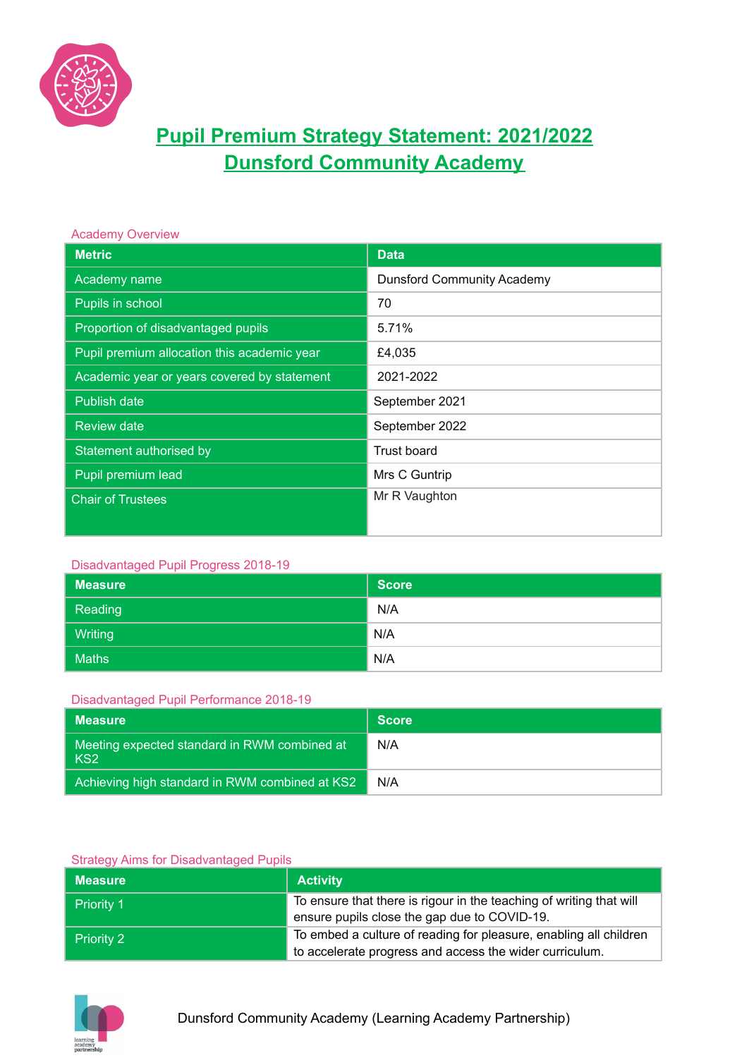# Pupil Premium Strategy Statement: 2021/2022
# Dunsford Community Academy

Academy Overview

| Metric | Data |
|---|---|
| Academy name | Dunsford Community Academy |
| Pupils in school | 70 |
| Proportion of disadvantaged pupils | 5.71% |
| Pupil premium allocation this academic year | £4,035 |
| Academic year or years covered by statement | 2021-2022 |
| Publish date | September 2021 |
| Review date | September 2022 |
| Statement authorised by | Trust board |
| Pupil premium lead | Mrs C Guntrip |
| Chair of Trustees | Mr R Vaughton |

Disadvantaged Pupil Progress 2018-19

| Measure | Score |
|---|---|
| Reading | N/A |
| Writing | N/A |
| Maths | N/A |

Disadvantaged Pupil Performance 2018-19

| Measure | Score |
|---|---|
| Meeting expected standard in RWM combined at KS2 | N/A |
| Achieving high standard in RWM combined at KS2 | N/A |

Strategy Aims for Disadvantaged Pupils

| Measure | Activity |
|---|---|
| Priority 1 | To ensure that there is rigour in the teaching of writing that will ensure pupils close the gap due to COVID-19. |
| Priority 2 | To embed a culture of reading for pleasure, enabling all children to accelerate progress and access the wider curriculum. |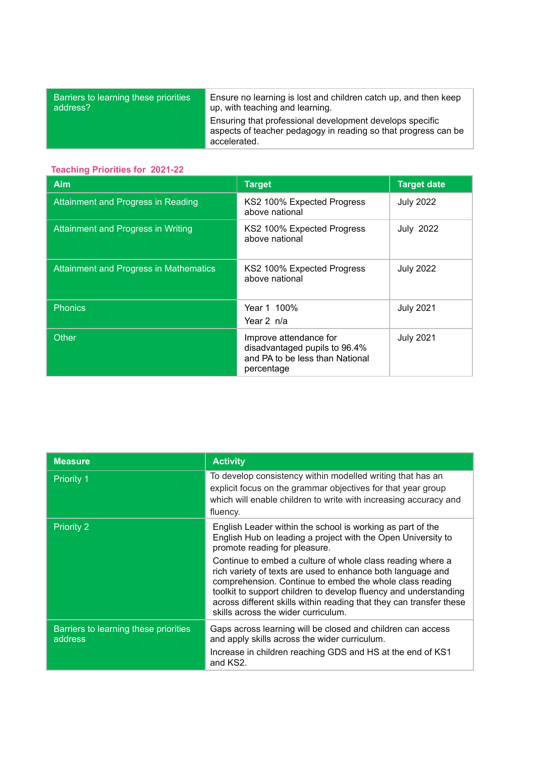| Barriers to learning these priorities address? | Ensure no learning is lost and children catch up, and then keep up, with teaching and learning.<br>Ensuring that professional development develops specific aspects of teacher pedagogy in reading so that progress can be accelerated. |
|---|---|

**Teaching Priorities for 2021-22**

| Aim | Target | Target date |
|---|---|---|
| Attainment and Progress in Reading | KS2 100% Expected Progress above national | July 2022 |
| Attainment and Progress in Writing | KS2 100% Expected Progress above national | July 2022 |
| Attainment and Progress in Mathematics | KS2 100% Expected Progress above national | July 2022 |
| Phonics | Year 1 100%<br>Year 2 n/a | July 2021 |
| Other | Improve attendance for disadvantaged pupils to 96.4% and PA to be less than National percentage | July 2021 |

| Measure | Activity |
|---|---|
| Priority 1 | To develop consistency within modelled writing that has an explicit focus on the grammar objectives for that year group which will enable children to write with increasing accuracy and fluency. |
| Priority 2 | English Leader within the school is working as part of the English Hub on leading a project with the Open University to promote reading for pleasure.<br>Continue to embed a culture of whole class reading where a rich variety of texts are used to enhance both language and comprehension. Continue to embed the whole class reading toolkit to support children to develop fluency and understanding across different skills within reading that they can transfer these skills across the wider curriculum. |
| Barriers to learning these priorities address | Gaps across learning will be closed and children can access and apply skills across the wider curriculum.<br>Increase in children reaching GDS and HS at the end of KS1 and KS2. |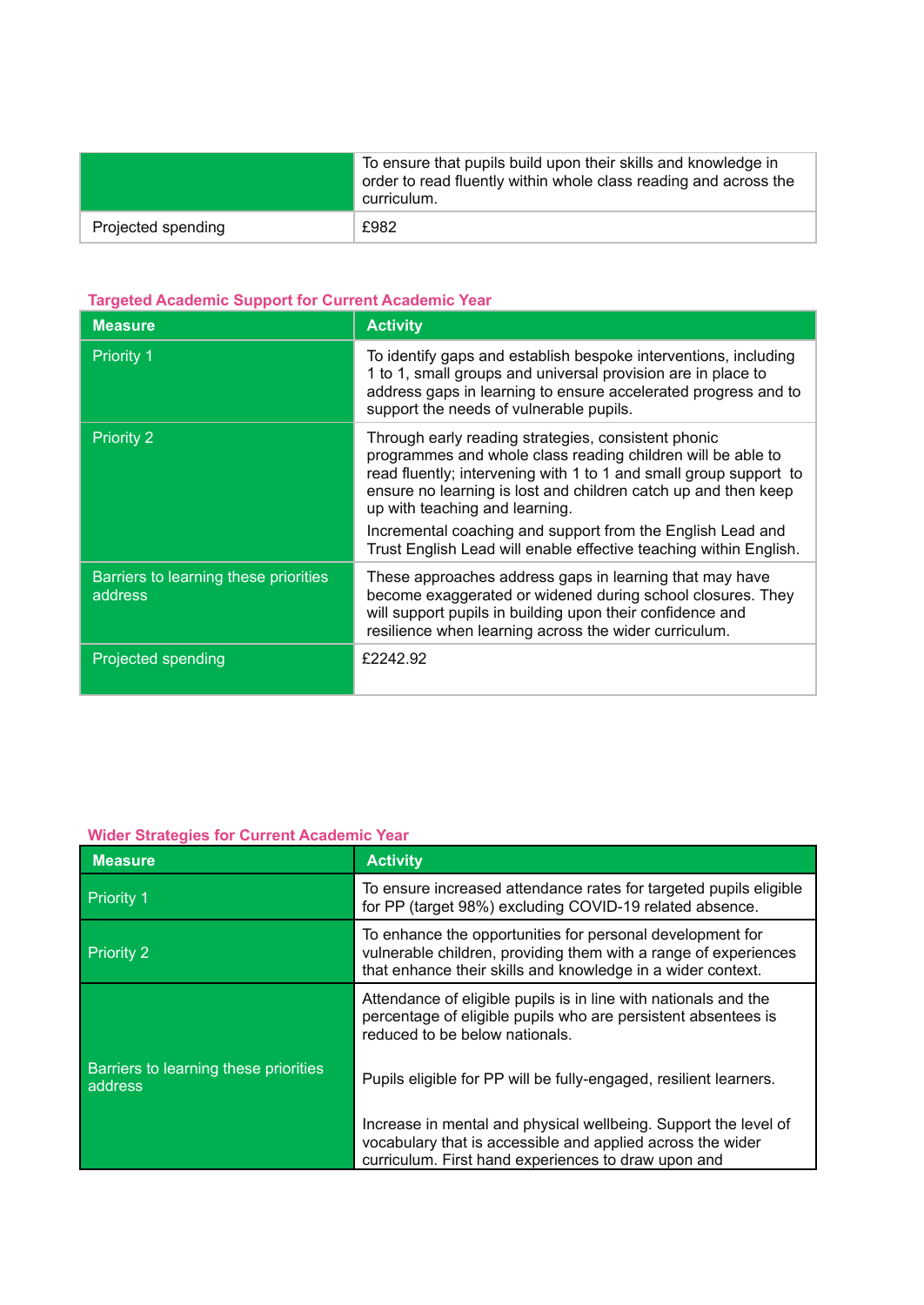| | |
|---|---|
| | To ensure that pupils build upon their skills and knowledge in order to read fluently within whole class reading and across the curriculum. |
| Projected spending | £982 |

## Targeted Academic Support for Current Academic Year

| Measure | Activity |
|---|---|
| Priority 1 | To identify gaps and establish bespoke interventions, including 1 to 1, small groups and universal provision are in place to address gaps in learning to ensure accelerated progress and to support the needs of vulnerable pupils. |
| Priority 2 | Through early reading strategies, consistent phonic programmes and whole class reading children will be able to read fluently; intervening with 1 to 1 and small group support to ensure no learning is lost and children catch up and then keep up with teaching and learning.<br><br>Incremental coaching and support from the English Lead and Trust English Lead will enable effective teaching within English. |
| Barriers to learning these priorities address | These approaches address gaps in learning that may have become exaggerated or widened during school closures. They will support pupils in building upon their confidence and resilience when learning across the wider curriculum. |
| Projected spending | £2242.92 |

## Wider Strategies for Current Academic Year

| Measure | Activity |
|---|---|
| Priority 1 | To ensure increased attendance rates for targeted pupils eligible for PP (target 98%) excluding COVID-19 related absence. |
| Priority 2 | To enhance the opportunities for personal development for vulnerable children, providing them with a range of experiences that enhance their skills and knowledge in a wider context. |
| Barriers to learning these priorities address | Attendance of eligible pupils is in line with nationals and the percentage of eligible pupils who are persistent absentees is reduced to be below nationals.<br><br>Pupils eligible for PP will be fully-engaged, resilient learners.<br><br>Increase in mental and physical wellbeing. Support the level of vocabulary that is accessible and applied across the wider curriculum. First hand experiences to draw upon and |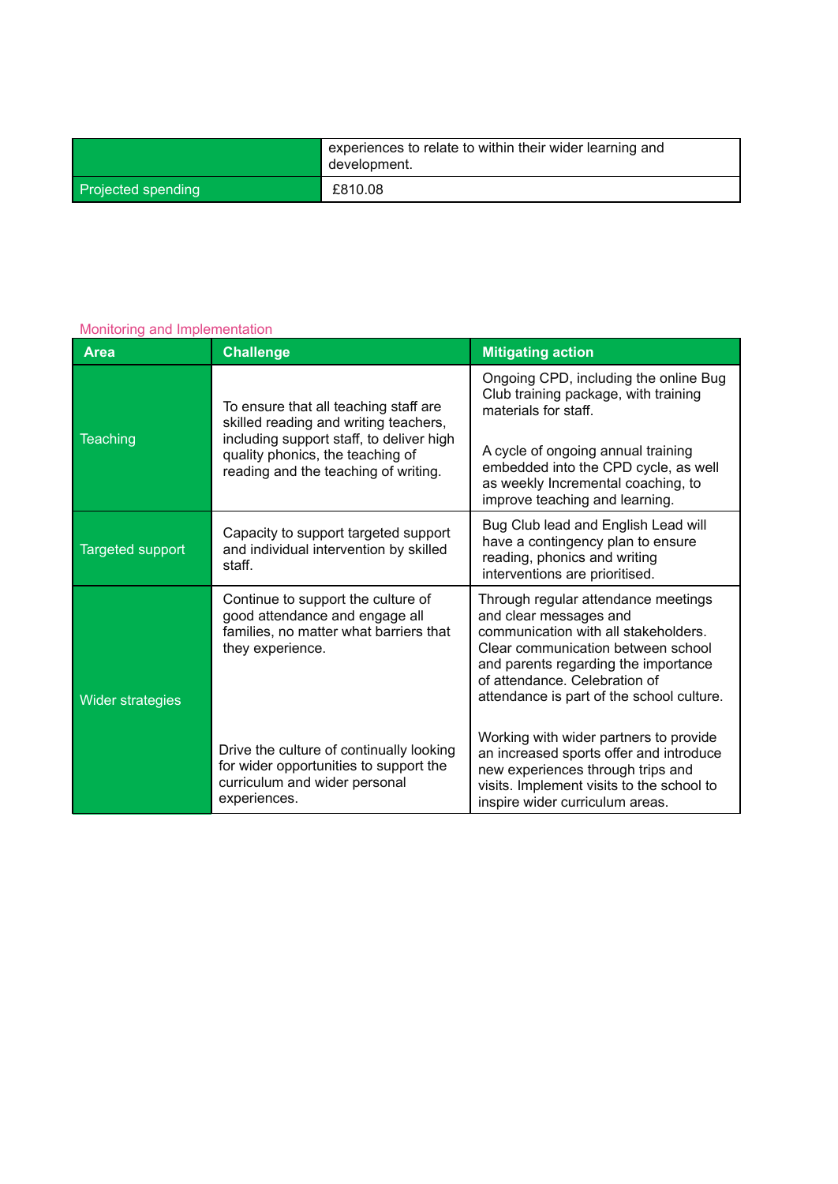| | |
|---|---|
| | experiences to relate to within their wider learning and development. |
| Projected spending | £810.08 |

Monitoring and Implementation

| Area | Challenge | Mitigating action |
|---|---|---|
| Teaching | To ensure that all teaching staff are skilled reading and writing teachers, including support staff, to deliver high quality phonics, the teaching of reading and the teaching of writing. | Ongoing CPD, including the online Bug Club training package, with training materials for staff.<br><br>A cycle of ongoing annual training embedded into the CPD cycle, as well as weekly Incremental coaching, to improve teaching and learning. |
| Targeted support | Capacity to support targeted support and individual intervention by skilled staff. | Bug Club lead and English Lead will have a contingency plan to ensure reading, phonics and writing interventions are prioritised. |
| Wider strategies | Continue to support the culture of good attendance and engage all families, no matter what barriers that they experience.<br><br>Drive the culture of continually looking for wider opportunities to support the curriculum and wider personal experiences. | Through regular attendance meetings and clear messages and communication with all stakeholders. Clear communication between school and parents regarding the importance of attendance. Celebration of attendance is part of the school culture.<br><br>Working with wider partners to provide an increased sports offer and introduce new experiences through trips and visits. Implement visits to the school to inspire wider curriculum areas. |